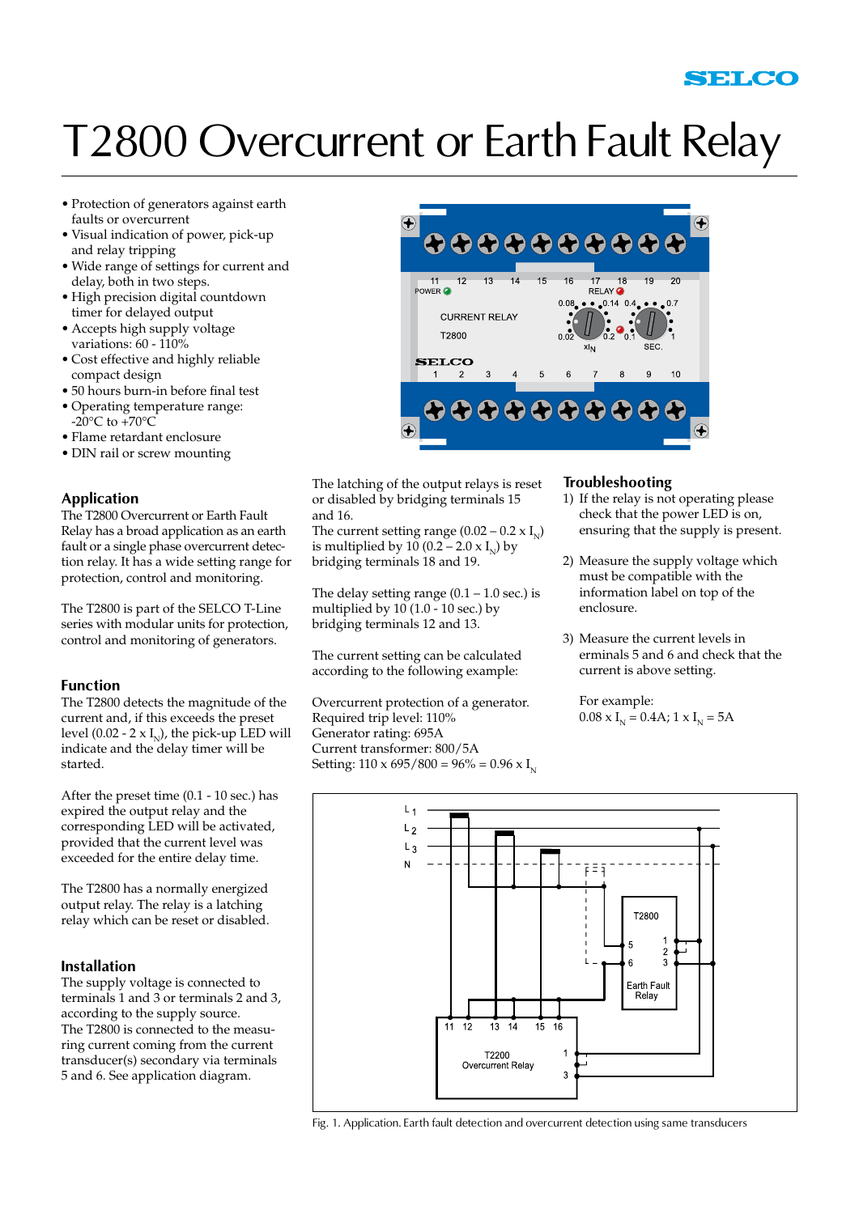# T2800 Overcurrent or Earth Fault Relay

- Protection of generators against earth faults or overcurrent
- Visual indication of power, pick-up and relay tripping
- Wide range of settings for current and delay, both in two steps.
- High precision digital countdown timer for delayed output
- Accepts high supply voltage variations: 60 - 110%
- Cost effective and highly reliable compact design
- 50 hours burn-in before final test
- Operating temperature range: -20°C to +70°C
- Flame retardant enclosure
- DIN rail or screw mounting

## Application

The T2800 Overcurrent or Earth Fault Relay has a broad application as an earth fault or a single phase overcurrent detection relay. It has a wide setting range for protection, control and monitoring.

The T2800 is part of the SELCO T-Line series with modular units for protection, control and monitoring of generators.

## Function

The T2800 detects the magnitude of the current and, if this exceeds the preset level (0.02 - 2 x $I_N$), the pick-up LED will indicate and the delay timer will be started.

After the preset time (0.1 - 10 sec.) has expired the output relay and the corresponding LED will be activated, provided that the current level was exceeded for the entire delay time.

The T2800 has a normally energized output relay. The relay is a latching relay which can be reset or disabled.

## Installation

The supply voltage is connected to terminals 1 and 3 or terminals 2 and 3, according to the supply source.
The T2800 is connected to the measuring current coming from the current transducer(s) secondary via terminals 5 and 6. See application diagram.

The latching of the output relays is reset or disabled by bridging terminals 15 and 16.
The current setting range (0.02 – 0.2 x $I_N$) is multiplied by 10 (0.2 – 2.0 x $I_N$) by bridging terminals 18 and 19.

The delay setting range (0.1 – 1.0 sec.) is multiplied by 10 (1.0 - 10 sec.) by bridging terminals 12 and 13.

The current setting can be calculated according to the following example:

Overcurrent protection of a generator.
Required trip level: 110%
Generator rating: 695A
Current transformer: 800/5A
Setting: 110 x 695/800 = 96% = 0.96 x $I_N$

## Troubleshooting

1) If the relay is not operating please check that the power LED is on, ensuring that the supply is present.

2) Measure the supply voltage which must be compatible with the information label on top of the enclosure.

3) Measure the current levels in erminals 5 and 6 and check that the current is above setting.

For example:
0.08 x $I_N$ = 0.4A; 1 x $I_N$ = 5A

Fig. 1. Application. Earth fault detection and overcurrent detection using same transducers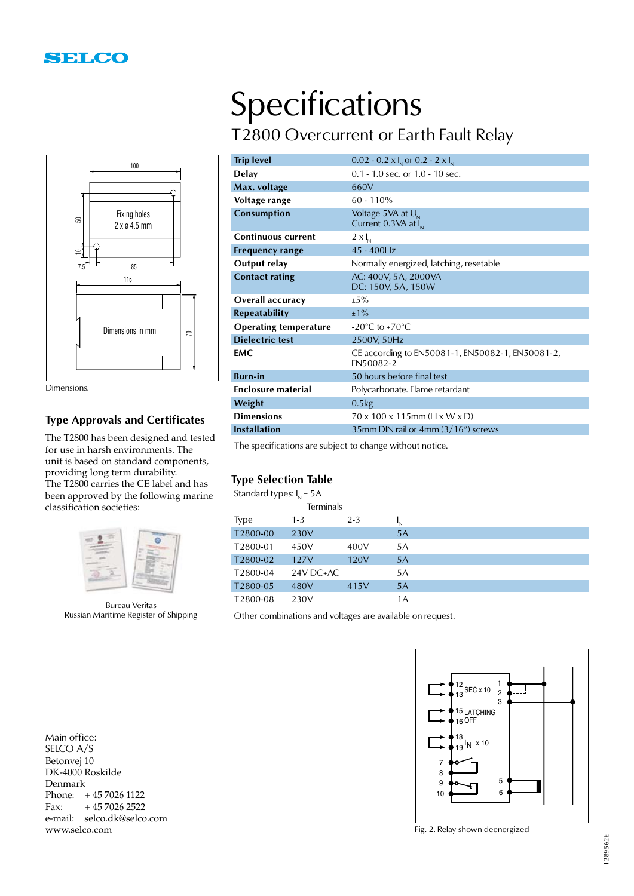SELCO

# Specifications

## T2800 Overcurrent or Earth Fault Relay

Fixing holes 2 x ø 4.5 mm

Dimensions in mm

100

50

10

7.5

85

115

70

Dimensions.

| | |
|---|---|
| **Trip level** | 0.02 - 0.2 x $I_N$ or 0.2 - 2 x $I_N$ |
| **Delay** | 0.1 - 1.0 sec. or 1.0 - 10 sec. |
| **Max. voltage** | 660V |
| **Voltage range** | 60 - 110% |
| **Consumption** | Voltage 5VA at $U_N$<br>Current 0.3VA at $I_N$ |
| **Continuous current** | 2 x $I_N$ |
| **Frequency range** | 45 - 400Hz |
| **Output relay** | Normally energized, latching, resetable |
| **Contact rating** | AC: 400V, 5A, 2000VA<br>DC: 150V, 5A, 150W |
| **Overall accuracy** | ±5% |
| **Repeatability** | ±1% |
| **Operating temperature** | -20°C to +70°C |
| **Dielectric test** | 2500V, 50Hz |
| **EMC** | CE according to EN50081-1, EN50082-1, EN50081-2, EN50082-2 |
| **Burn-in** | 50 hours before final test |
| **Enclosure material** | Polycarbonate. Flame retardant |
| **Weight** | 0.5kg |
| **Dimensions** | 70 x 100 x 115mm (H x W x D) |
| **Installation** | 35mm DIN rail or 4mm (3/16") screws |

The specifications are subject to change without notice.

### Type Approvals and Certificates

The T2800 has been designed and tested for use in harsh environments. The unit is based on standard components, providing long term durability.
The T2800 carries the CE label and has been approved by the following marine classification societies:

Bureau Veritas
Russian Maritime Register of Shipping

### Type Selection Table

Standard types: $I_N$ = 5A

| Type | Terminals 1-3 | 2-3 | $I_N$ |
|---|---|---|---|
| T2800-00 | 230V | | 5A |
| T2800-01 | 450V | 400V | 5A |
| T2800-02 | 127V | 120V | 5A |
| T2800-04 | 24V DC+AC | | 5A |
| T2800-05 | 480V | 415V | 5A |
| T2800-08 | 230V | | 1A |

Other combinations and voltages are available on request.

12
13 SEC x 10
15 LATCHING
16 OFF
18
19 $I_N$ x 10
7
8
9
10
1
2
3
5
6

Fig. 2. Relay shown deenergized

Main office:
SELCO A/S
Betonvej 10
DK-4000 Roskilde
Denmark
Phone: + 45 7026 1122
Fax: + 45 7026 2522
e-mail: selco.dk@selco.com
www.selco.com

T289562E